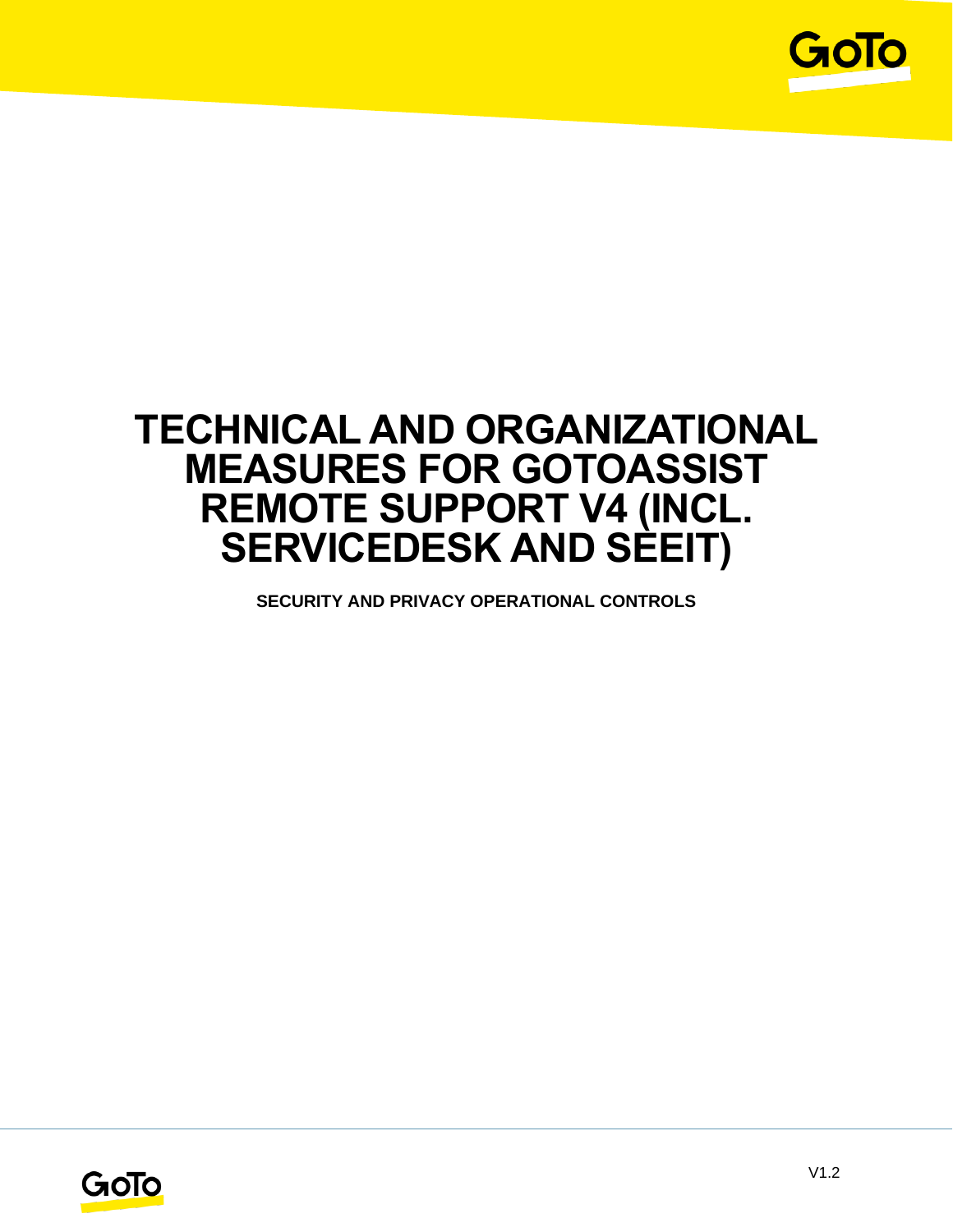# TECHNICAL AND ORGANIZATIONAL MEASURES FOR GOTOASSIST REMOTE SUPPORT V4 (INCL. SERVICEDESK AND SEEIT)

**SECURITY AND PRIVACY OPERATIONAL CONTROLS**

V1.2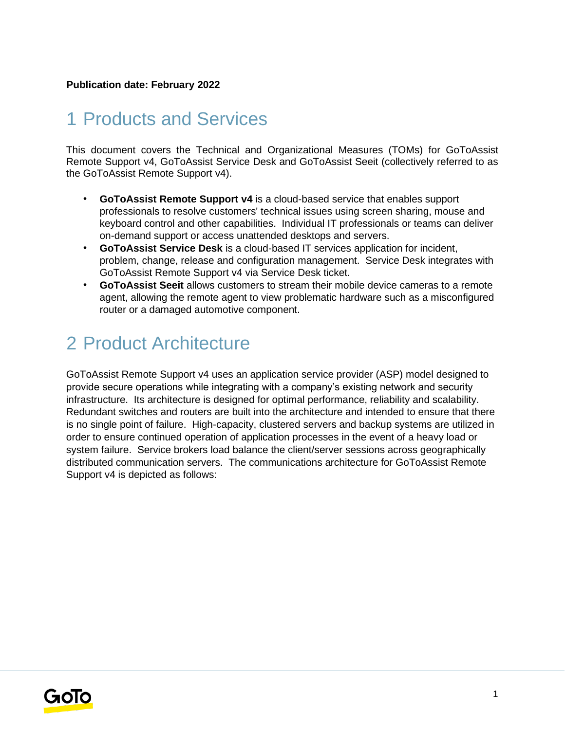**Publication date: February 2022**

# 1 Products and Services

This document covers the Technical and Organizational Measures (TOMs) for GoToAssist Remote Support v4, GoToAssist Service Desk and GoToAssist Seeit (collectively referred to as the GoToAssist Remote Support v4).

- **GoToAssist Remote Support v4** is a cloud-based service that enables support professionals to resolve customers' technical issues using screen sharing, mouse and keyboard control and other capabilities. Individual IT professionals or teams can deliver on-demand support or access unattended desktops and servers.
- **GoToAssist Service Desk** is a cloud-based IT services application for incident, problem, change, release and configuration management. Service Desk integrates with GoToAssist Remote Support v4 via Service Desk ticket.
- **GoToAssist Seeit** allows customers to stream their mobile device cameras to a remote agent, allowing the remote agent to view problematic hardware such as a misconfigured router or a damaged automotive component.

# 2 Product Architecture

GoToAssist Remote Support v4 uses an application service provider (ASP) model designed to provide secure operations while integrating with a company's existing network and security infrastructure. Its architecture is designed for optimal performance, reliability and scalability. Redundant switches and routers are built into the architecture and intended to ensure that there is no single point of failure. High-capacity, clustered servers and backup systems are utilized in order to ensure continued operation of application processes in the event of a heavy load or system failure. Service brokers load balance the client/server sessions across geographically distributed communication servers. The communications architecture for GoToAssist Remote Support v4 is depicted as follows: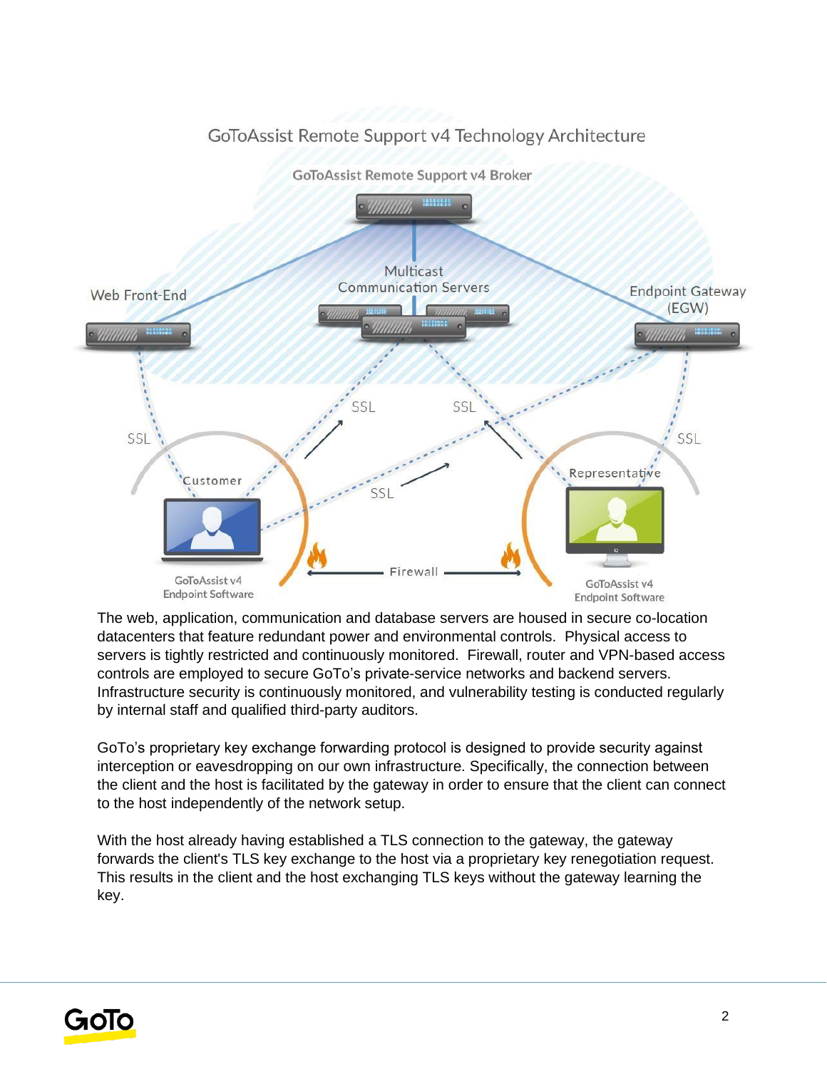The web, application, communication and database servers are housed in secure co-location datacenters that feature redundant power and environmental controls. Physical access to servers is tightly restricted and continuously monitored. Firewall, router and VPN-based access controls are employed to secure GoTo's private-service networks and backend servers. Infrastructure security is continuously monitored, and vulnerability testing is conducted regularly by internal staff and qualified third-party auditors.

GoTo's proprietary key exchange forwarding protocol is designed to provide security against interception or eavesdropping on our own infrastructure. Specifically, the connection between the client and the host is facilitated by the gateway in order to ensure that the client can connect to the host independently of the network setup.

With the host already having established a TLS connection to the gateway, the gateway forwards the client's TLS key exchange to the host via a proprietary key renegotiation request. This results in the client and the host exchanging TLS keys without the gateway learning the key.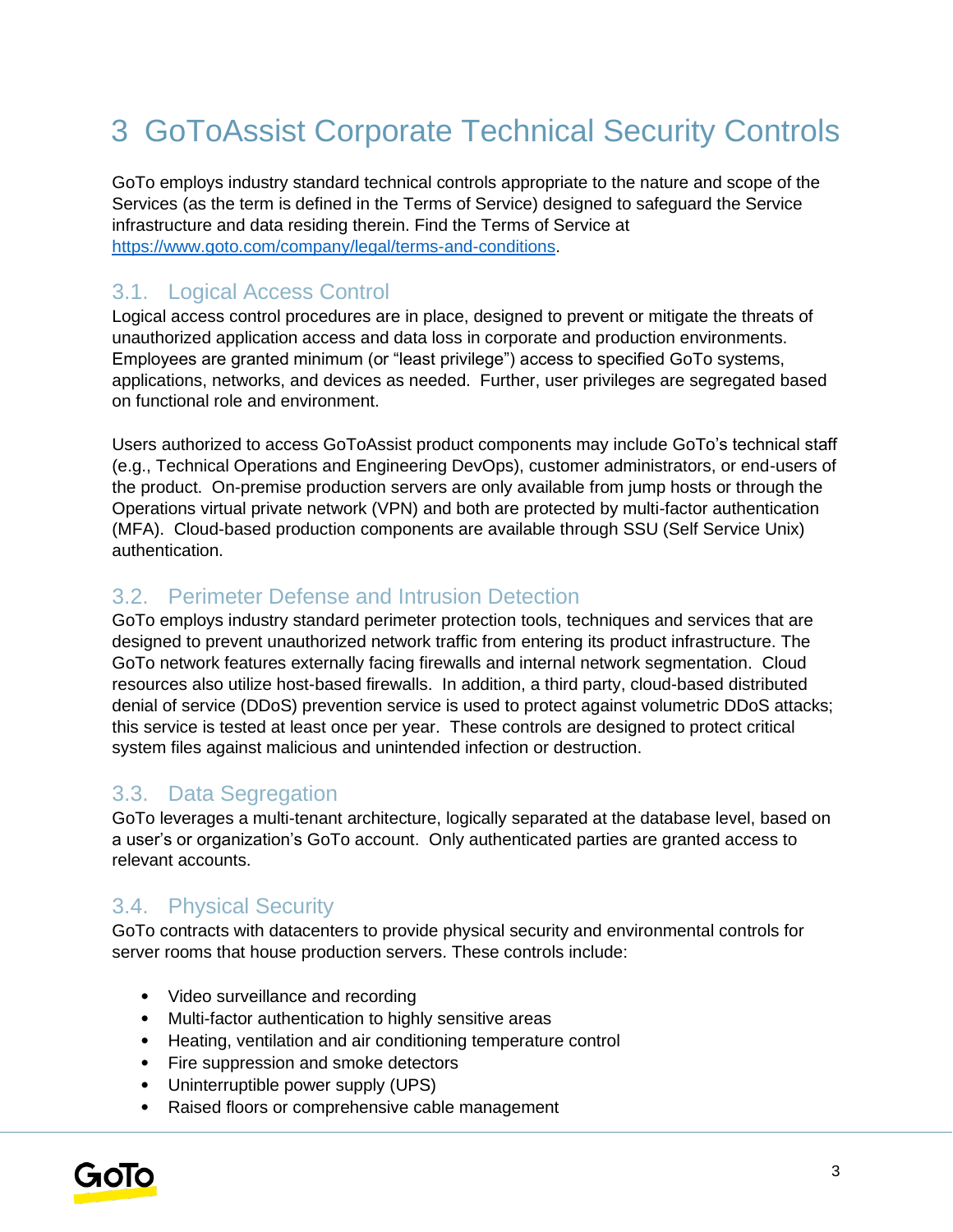# 3 GoToAssist Corporate Technical Security Controls

GoTo employs industry standard technical controls appropriate to the nature and scope of the Services (as the term is defined in the Terms of Service) designed to safeguard the Service infrastructure and data residing therein. Find the Terms of Service at https://www.goto.com/company/legal/terms-and-conditions.

## 3.1. Logical Access Control

Logical access control procedures are in place, designed to prevent or mitigate the threats of unauthorized application access and data loss in corporate and production environments. Employees are granted minimum (or "least privilege") access to specified GoTo systems, applications, networks, and devices as needed. Further, user privileges are segregated based on functional role and environment.

Users authorized to access GoToAssist product components may include GoTo's technical staff (e.g., Technical Operations and Engineering DevOps), customer administrators, or end-users of the product. On-premise production servers are only available from jump hosts or through the Operations virtual private network (VPN) and both are protected by multi-factor authentication (MFA). Cloud-based production components are available through SSU (Self Service Unix) authentication.

## 3.2. Perimeter Defense and Intrusion Detection

GoTo employs industry standard perimeter protection tools, techniques and services that are designed to prevent unauthorized network traffic from entering its product infrastructure. The GoTo network features externally facing firewalls and internal network segmentation. Cloud resources also utilize host-based firewalls. In addition, a third party, cloud-based distributed denial of service (DDoS) prevention service is used to protect against volumetric DDoS attacks; this service is tested at least once per year. These controls are designed to protect critical system files against malicious and unintended infection or destruction.

## 3.3. Data Segregation

GoTo leverages a multi-tenant architecture, logically separated at the database level, based on a user's or organization's GoTo account. Only authenticated parties are granted access to relevant accounts.

## 3.4. Physical Security

GoTo contracts with datacenters to provide physical security and environmental controls for server rooms that house production servers. These controls include:

- Video surveillance and recording
- Multi-factor authentication to highly sensitive areas
- Heating, ventilation and air conditioning temperature control
- Fire suppression and smoke detectors
- Uninterruptible power supply (UPS)
- Raised floors or comprehensive cable management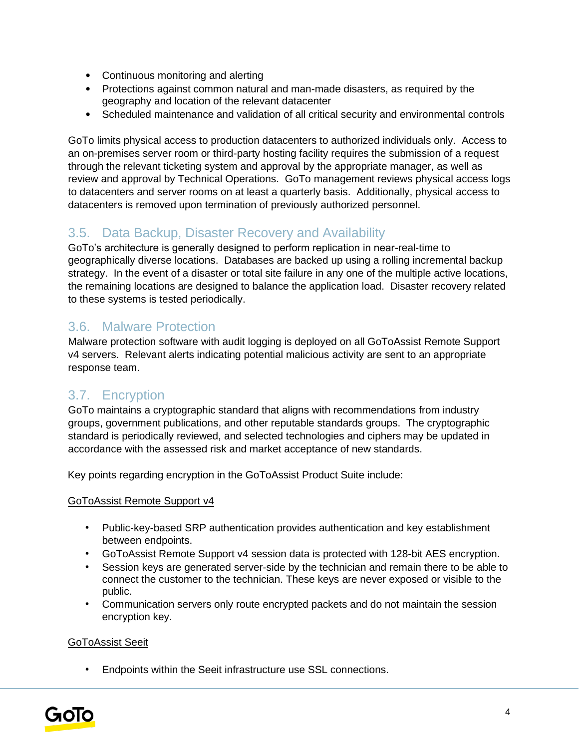- Continuous monitoring and alerting
- Protections against common natural and man-made disasters, as required by the geography and location of the relevant datacenter
- Scheduled maintenance and validation of all critical security and environmental controls

GoTo limits physical access to production datacenters to authorized individuals only. Access to an on-premises server room or third-party hosting facility requires the submission of a request through the relevant ticketing system and approval by the appropriate manager, as well as review and approval by Technical Operations. GoTo management reviews physical access logs to datacenters and server rooms on at least a quarterly basis. Additionally, physical access to datacenters is removed upon termination of previously authorized personnel.

## 3.5. Data Backup, Disaster Recovery and Availability

GoTo's architecture is generally designed to perform replication in near-real-time to geographically diverse locations. Databases are backed up using a rolling incremental backup strategy. In the event of a disaster or total site failure in any one of the multiple active locations, the remaining locations are designed to balance the application load. Disaster recovery related to these systems is tested periodically.

## 3.6. Malware Protection

Malware protection software with audit logging is deployed on all GoToAssist Remote Support v4 servers. Relevant alerts indicating potential malicious activity are sent to an appropriate response team.

## 3.7. Encryption

GoTo maintains a cryptographic standard that aligns with recommendations from industry groups, government publications, and other reputable standards groups. The cryptographic standard is periodically reviewed, and selected technologies and ciphers may be updated in accordance with the assessed risk and market acceptance of new standards.

Key points regarding encryption in the GoToAssist Product Suite include:

<u>GoToAssist Remote Support v4</u>

- Public-key-based SRP authentication provides authentication and key establishment between endpoints.
- GoToAssist Remote Support v4 session data is protected with 128-bit AES encryption.
- Session keys are generated server-side by the technician and remain there to be able to connect the customer to the technician. These keys are never exposed or visible to the public.
- Communication servers only route encrypted packets and do not maintain the session encryption key.

<u>GoToAssist Seeit</u>

- Endpoints within the Seeit infrastructure use SSL connections.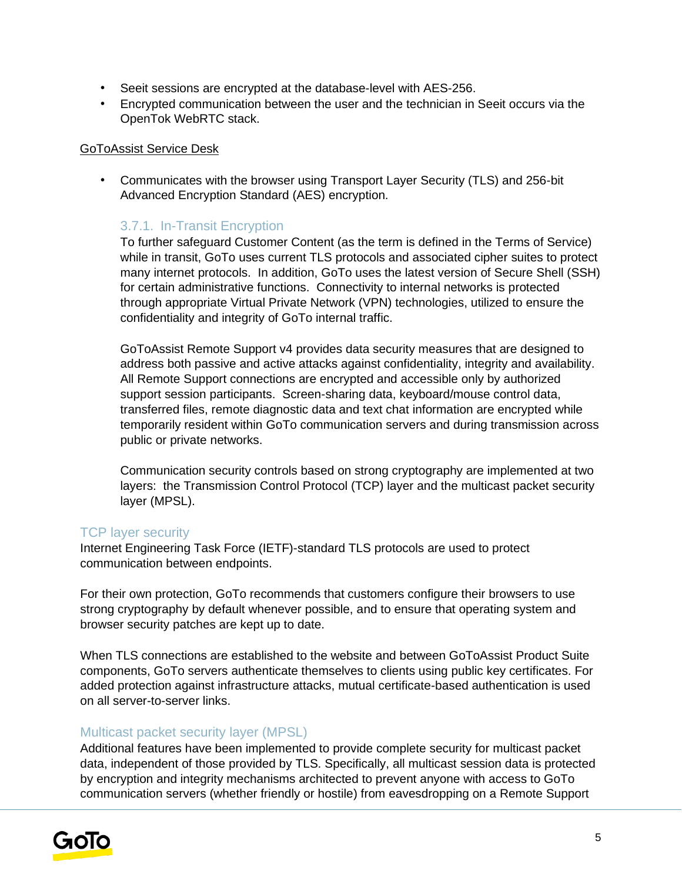- Seeit sessions are encrypted at the database-level with AES-256.
- Encrypted communication between the user and the technician in Seeit occurs via the OpenTok WebRTC stack.

GoToAssist Service Desk

- Communicates with the browser using Transport Layer Security (TLS) and 256-bit Advanced Encryption Standard (AES) encryption.

### 3.7.1. In-Transit Encryption

To further safeguard Customer Content (as the term is defined in the Terms of Service) while in transit, GoTo uses current TLS protocols and associated cipher suites to protect many internet protocols. In addition, GoTo uses the latest version of Secure Shell (SSH) for certain administrative functions. Connectivity to internal networks is protected through appropriate Virtual Private Network (VPN) technologies, utilized to ensure the confidentiality and integrity of GoTo internal traffic.

GoToAssist Remote Support v4 provides data security measures that are designed to address both passive and active attacks against confidentiality, integrity and availability. All Remote Support connections are encrypted and accessible only by authorized support session participants. Screen-sharing data, keyboard/mouse control data, transferred files, remote diagnostic data and text chat information are encrypted while temporarily resident within GoTo communication servers and during transmission across public or private networks.

Communication security controls based on strong cryptography are implemented at two layers: the Transmission Control Protocol (TCP) layer and the multicast packet security layer (MPSL).

#### TCP layer security

Internet Engineering Task Force (IETF)-standard TLS protocols are used to protect communication between endpoints.

For their own protection, GoTo recommends that customers configure their browsers to use strong cryptography by default whenever possible, and to ensure that operating system and browser security patches are kept up to date.

When TLS connections are established to the website and between GoToAssist Product Suite components, GoTo servers authenticate themselves to clients using public key certificates. For added protection against infrastructure attacks, mutual certificate-based authentication is used on all server-to-server links.

#### Multicast packet security layer (MPSL)

Additional features have been implemented to provide complete security for multicast packet data, independent of those provided by TLS. Specifically, all multicast session data is protected by encryption and integrity mechanisms architected to prevent anyone with access to GoTo communication servers (whether friendly or hostile) from eavesdropping on a Remote Support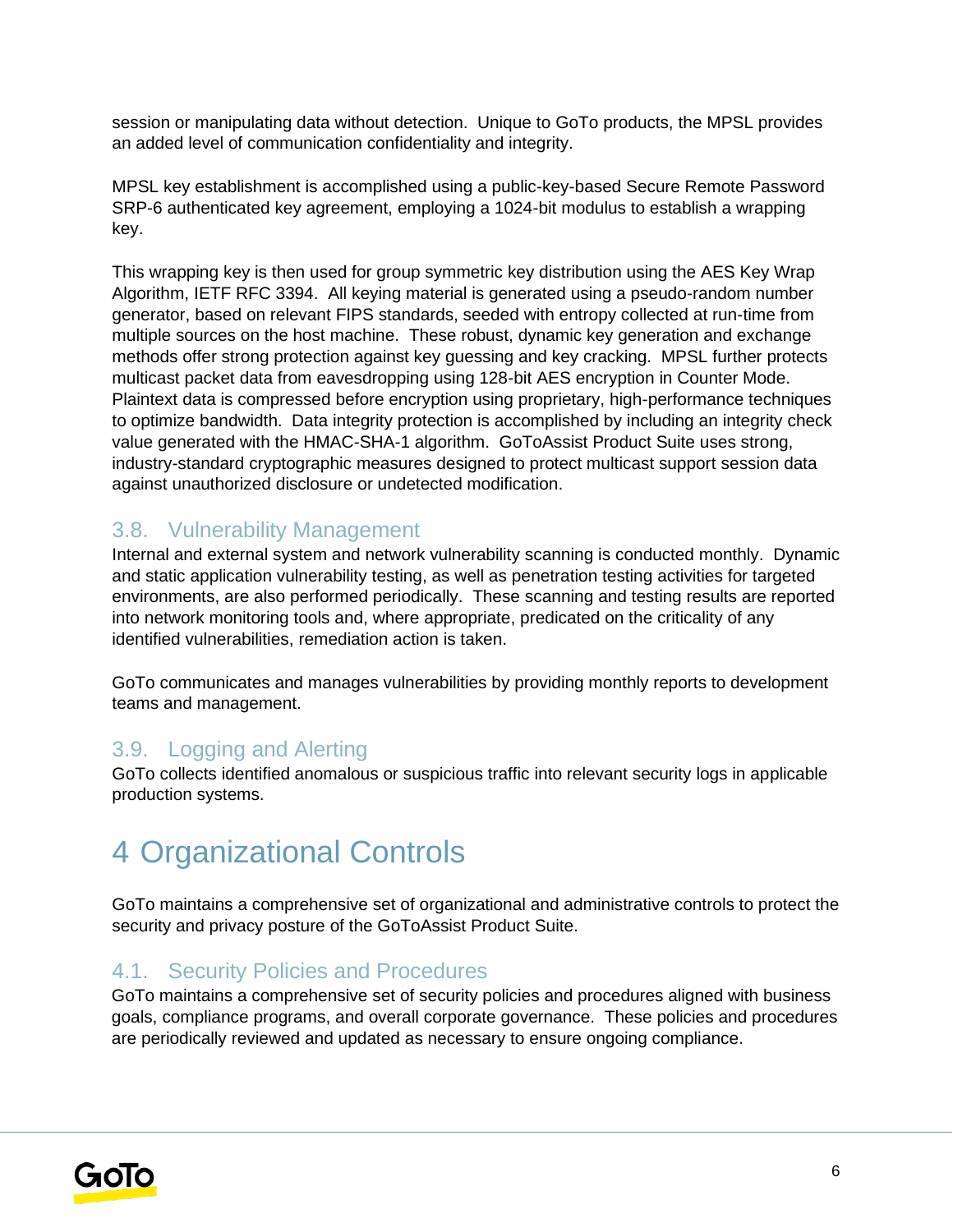session or manipulating data without detection. Unique to GoTo products, the MPSL provides an added level of communication confidentiality and integrity.

MPSL key establishment is accomplished using a public-key-based Secure Remote Password SRP-6 authenticated key agreement, employing a 1024-bit modulus to establish a wrapping key.

This wrapping key is then used for group symmetric key distribution using the AES Key Wrap Algorithm, IETF RFC 3394. All keying material is generated using a pseudo-random number generator, based on relevant FIPS standards, seeded with entropy collected at run-time from multiple sources on the host machine. These robust, dynamic key generation and exchange methods offer strong protection against key guessing and key cracking. MPSL further protects multicast packet data from eavesdropping using 128-bit AES encryption in Counter Mode. Plaintext data is compressed before encryption using proprietary, high-performance techniques to optimize bandwidth. Data integrity protection is accomplished by including an integrity check value generated with the HMAC-SHA-1 algorithm. GoToAssist Product Suite uses strong, industry-standard cryptographic measures designed to protect multicast support session data against unauthorized disclosure or undetected modification.

## 3.8. Vulnerability Management

Internal and external system and network vulnerability scanning is conducted monthly. Dynamic and static application vulnerability testing, as well as penetration testing activities for targeted environments, are also performed periodically. These scanning and testing results are reported into network monitoring tools and, where appropriate, predicated on the criticality of any identified vulnerabilities, remediation action is taken.

GoTo communicates and manages vulnerabilities by providing monthly reports to development teams and management.

## 3.9. Logging and Alerting

GoTo collects identified anomalous or suspicious traffic into relevant security logs in applicable production systems.

# 4 Organizational Controls

GoTo maintains a comprehensive set of organizational and administrative controls to protect the security and privacy posture of the GoToAssist Product Suite.

## 4.1. Security Policies and Procedures

GoTo maintains a comprehensive set of security policies and procedures aligned with business goals, compliance programs, and overall corporate governance. These policies and procedures are periodically reviewed and updated as necessary to ensure ongoing compliance.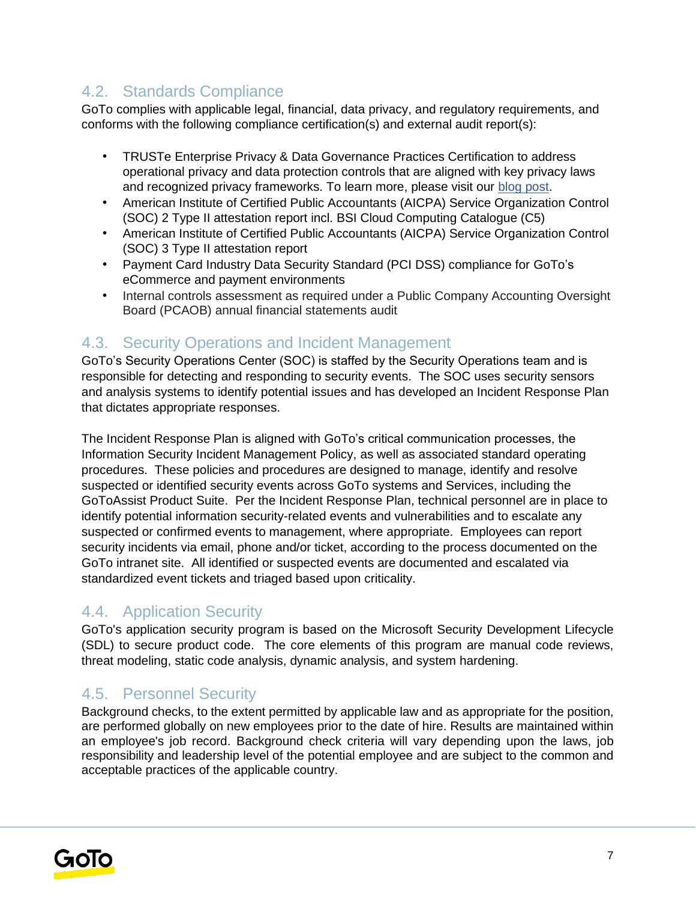## 4.2. Standards Compliance

GoTo complies with applicable legal, financial, data privacy, and regulatory requirements, and conforms with the following compliance certification(s) and external audit report(s):

- TRUSTe Enterprise Privacy & Data Governance Practices Certification to address operational privacy and data protection controls that are aligned with key privacy laws and recognized privacy frameworks. To learn more, please visit our blog post.
- American Institute of Certified Public Accountants (AICPA) Service Organization Control (SOC) 2 Type II attestation report incl. BSI Cloud Computing Catalogue (C5)
- American Institute of Certified Public Accountants (AICPA) Service Organization Control (SOC) 3 Type II attestation report
- Payment Card Industry Data Security Standard (PCI DSS) compliance for GoTo's eCommerce and payment environments
- Internal controls assessment as required under a Public Company Accounting Oversight Board (PCAOB) annual financial statements audit

## 4.3. Security Operations and Incident Management

GoTo's Security Operations Center (SOC) is staffed by the Security Operations team and is responsible for detecting and responding to security events. The SOC uses security sensors and analysis systems to identify potential issues and has developed an Incident Response Plan that dictates appropriate responses.

The Incident Response Plan is aligned with GoTo's critical communication processes, the Information Security Incident Management Policy, as well as associated standard operating procedures. These policies and procedures are designed to manage, identify and resolve suspected or identified security events across GoTo systems and Services, including the GoToAssist Product Suite. Per the Incident Response Plan, technical personnel are in place to identify potential information security-related events and vulnerabilities and to escalate any suspected or confirmed events to management, where appropriate. Employees can report security incidents via email, phone and/or ticket, according to the process documented on the GoTo intranet site. All identified or suspected events are documented and escalated via standardized event tickets and triaged based upon criticality.

## 4.4. Application Security

GoTo's application security program is based on the Microsoft Security Development Lifecycle (SDL) to secure product code. The core elements of this program are manual code reviews, threat modeling, static code analysis, dynamic analysis, and system hardening.

## 4.5. Personnel Security

Background checks, to the extent permitted by applicable law and as appropriate for the position, are performed globally on new employees prior to the date of hire. Results are maintained within an employee's job record. Background check criteria will vary depending upon the laws, job responsibility and leadership level of the potential employee and are subject to the common and acceptable practices of the applicable country.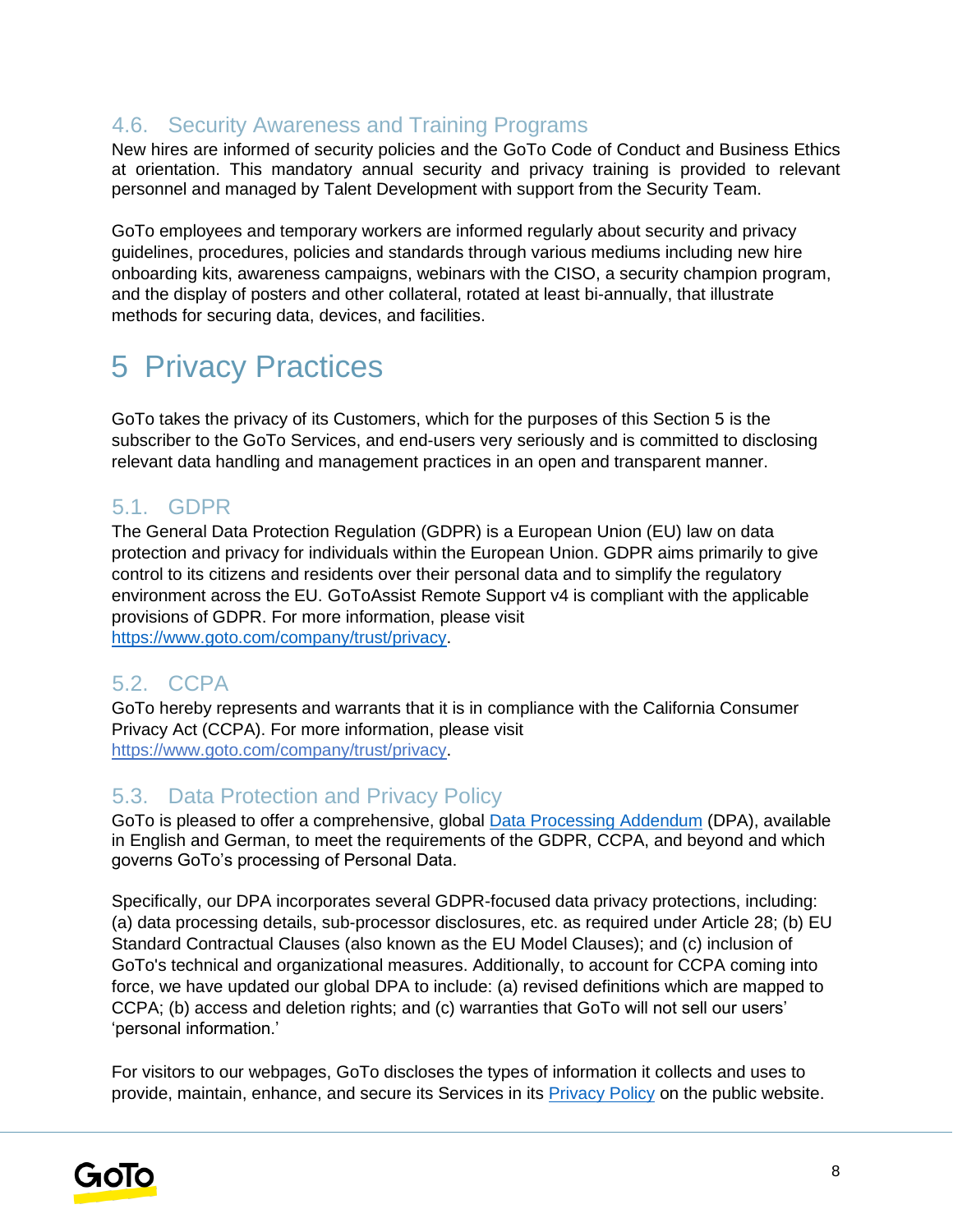### 4.6. Security Awareness and Training Programs

New hires are informed of security policies and the GoTo Code of Conduct and Business Ethics at orientation. This mandatory annual security and privacy training is provided to relevant personnel and managed by Talent Development with support from the Security Team.

GoTo employees and temporary workers are informed regularly about security and privacy guidelines, procedures, policies and standards through various mediums including new hire onboarding kits, awareness campaigns, webinars with the CISO, a security champion program, and the display of posters and other collateral, rotated at least bi-annually, that illustrate methods for securing data, devices, and facilities.

# 5 Privacy Practices

GoTo takes the privacy of its Customers, which for the purposes of this Section 5 is the subscriber to the GoTo Services, and end-users very seriously and is committed to disclosing relevant data handling and management practices in an open and transparent manner.

### 5.1. GDPR

The General Data Protection Regulation (GDPR) is a European Union (EU) law on data protection and privacy for individuals within the European Union. GDPR aims primarily to give control to its citizens and residents over their personal data and to simplify the regulatory environment across the EU. GoToAssist Remote Support v4 is compliant with the applicable provisions of GDPR. For more information, please visit [https://www.goto.com/company/trust/privacy](https://www.goto.com/company/trust/privacy).

### 5.2. CCPA

GoTo hereby represents and warrants that it is in compliance with the California Consumer Privacy Act (CCPA). For more information, please visit [https://www.goto.com/company/trust/privacy](https://www.goto.com/company/trust/privacy).

### 5.3. Data Protection and Privacy Policy

GoTo is pleased to offer a comprehensive, global Data Processing Addendum (DPA), available in English and German, to meet the requirements of the GDPR, CCPA, and beyond and which governs GoTo's processing of Personal Data.

Specifically, our DPA incorporates several GDPR-focused data privacy protections, including: (a) data processing details, sub-processor disclosures, etc. as required under Article 28; (b) EU Standard Contractual Clauses (also known as the EU Model Clauses); and (c) inclusion of GoTo's technical and organizational measures. Additionally, to account for CCPA coming into force, we have updated our global DPA to include: (a) revised definitions which are mapped to CCPA; (b) access and deletion rights; and (c) warranties that GoTo will not sell our users' 'personal information.'

For visitors to our webpages, GoTo discloses the types of information it collects and uses to provide, maintain, enhance, and secure its Services in its Privacy Policy on the public website.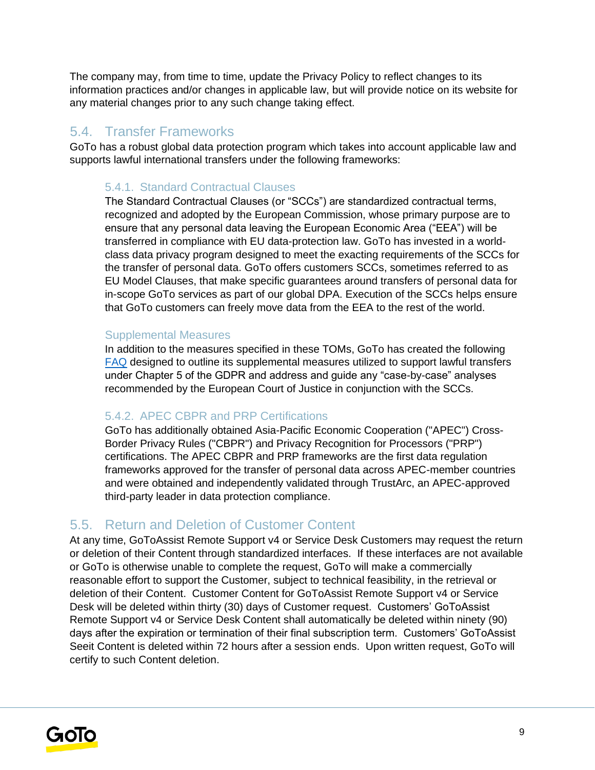The company may, from time to time, update the Privacy Policy to reflect changes to its information practices and/or changes in applicable law, but will provide notice on its website for any material changes prior to any such change taking effect.

## 5.4. Transfer Frameworks

GoTo has a robust global data protection program which takes into account applicable law and supports lawful international transfers under the following frameworks:

### 5.4.1. Standard Contractual Clauses

The Standard Contractual Clauses (or "SCCs") are standardized contractual terms, recognized and adopted by the European Commission, whose primary purpose are to ensure that any personal data leaving the European Economic Area ("EEA") will be transferred in compliance with EU data-protection law. GoTo has invested in a world-class data privacy program designed to meet the exacting requirements of the SCCs for the transfer of personal data. GoTo offers customers SCCs, sometimes referred to as EU Model Clauses, that make specific guarantees around transfers of personal data for in-scope GoTo services as part of our global DPA. Execution of the SCCs helps ensure that GoTo customers can freely move data from the EEA to the rest of the world.

### Supplemental Measures

In addition to the measures specified in these TOMs, GoTo has created the following FAQ designed to outline its supplemental measures utilized to support lawful transfers under Chapter 5 of the GDPR and address and guide any "case-by-case" analyses recommended by the European Court of Justice in conjunction with the SCCs.

### 5.4.2. APEC CBPR and PRP Certifications

GoTo has additionally obtained Asia-Pacific Economic Cooperation ("APEC") Cross-Border Privacy Rules ("CBPR") and Privacy Recognition for Processors ("PRP") certifications. The APEC CBPR and PRP frameworks are the first data regulation frameworks approved for the transfer of personal data across APEC-member countries and were obtained and independently validated through TrustArc, an APEC-approved third-party leader in data protection compliance.

## 5.5. Return and Deletion of Customer Content

At any time, GoToAssist Remote Support v4 or Service Desk Customers may request the return or deletion of their Content through standardized interfaces. If these interfaces are not available or GoTo is otherwise unable to complete the request, GoTo will make a commercially reasonable effort to support the Customer, subject to technical feasibility, in the retrieval or deletion of their Content. Customer Content for GoToAssist Remote Support v4 or Service Desk will be deleted within thirty (30) days of Customer request. Customers' GoToAssist Remote Support v4 or Service Desk Content shall automatically be deleted within ninety (90) days after the expiration or termination of their final subscription term. Customers' GoToAssist Seeit Content is deleted within 72 hours after a session ends. Upon written request, GoTo will certify to such Content deletion.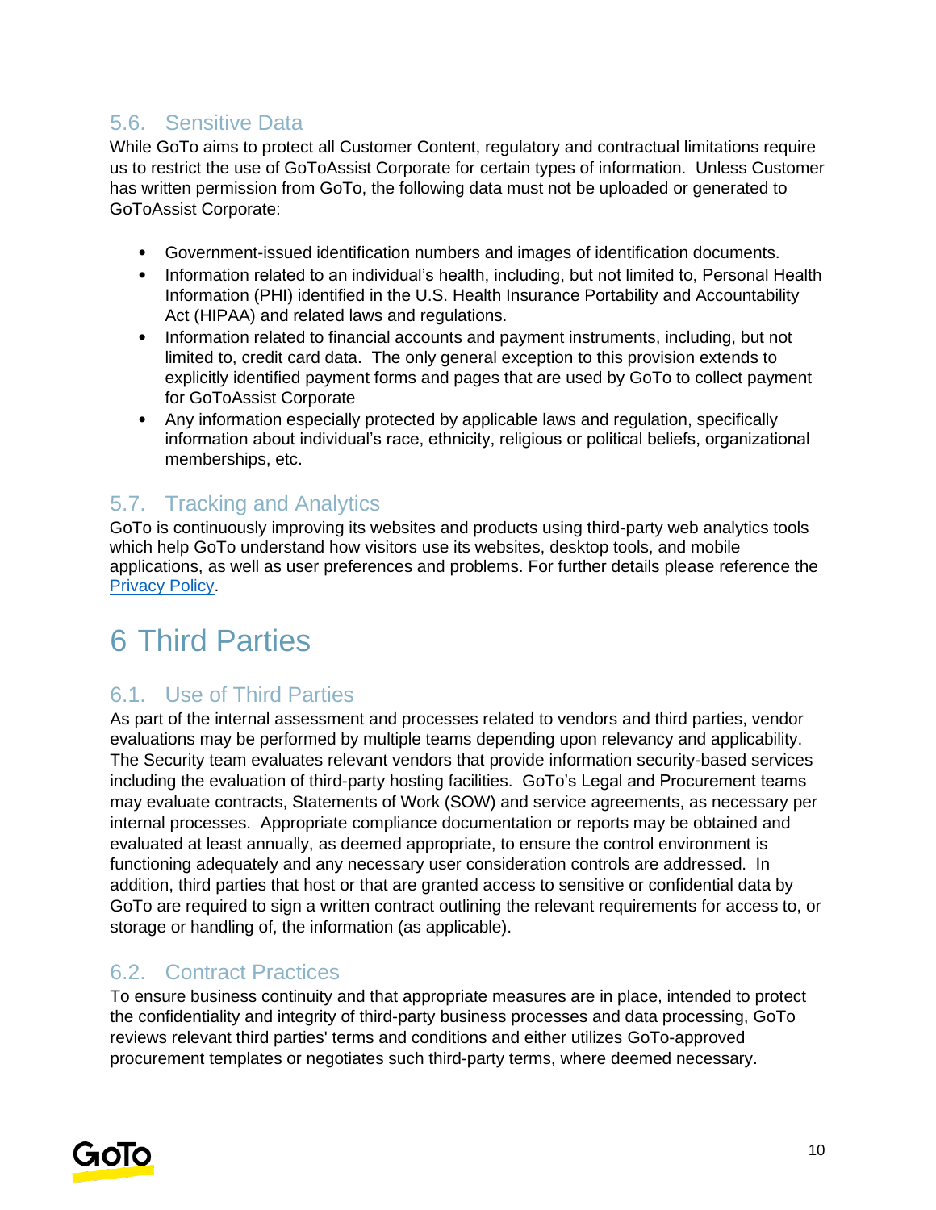### 5.6. Sensitive Data

While GoTo aims to protect all Customer Content, regulatory and contractual limitations require us to restrict the use of GoToAssist Corporate for certain types of information. Unless Customer has written permission from GoTo, the following data must not be uploaded or generated to GoToAssist Corporate:

- Government-issued identification numbers and images of identification documents.
- Information related to an individual's health, including, but not limited to, Personal Health Information (PHI) identified in the U.S. Health Insurance Portability and Accountability Act (HIPAA) and related laws and regulations.
- Information related to financial accounts and payment instruments, including, but not limited to, credit card data. The only general exception to this provision extends to explicitly identified payment forms and pages that are used by GoTo to collect payment for GoToAssist Corporate
- Any information especially protected by applicable laws and regulation, specifically information about individual's race, ethnicity, religious or political beliefs, organizational memberships, etc.

### 5.7. Tracking and Analytics

GoTo is continuously improving its websites and products using third-party web analytics tools which help GoTo understand how visitors use its websites, desktop tools, and mobile applications, as well as user preferences and problems. For further details please reference the [Privacy Policy](Privacy Policy).

# 6 Third Parties

### 6.1. Use of Third Parties

As part of the internal assessment and processes related to vendors and third parties, vendor evaluations may be performed by multiple teams depending upon relevancy and applicability. The Security team evaluates relevant vendors that provide information security-based services including the evaluation of third-party hosting facilities. GoTo's Legal and Procurement teams may evaluate contracts, Statements of Work (SOW) and service agreements, as necessary per internal processes. Appropriate compliance documentation or reports may be obtained and evaluated at least annually, as deemed appropriate, to ensure the control environment is functioning adequately and any necessary user consideration controls are addressed. In addition, third parties that host or that are granted access to sensitive or confidential data by GoTo are required to sign a written contract outlining the relevant requirements for access to, or storage or handling of, the information (as applicable).

### 6.2. Contract Practices

To ensure business continuity and that appropriate measures are in place, intended to protect the confidentiality and integrity of third-party business processes and data processing, GoTo reviews relevant third parties' terms and conditions and either utilizes GoTo-approved procurement templates or negotiates such third-party terms, where deemed necessary.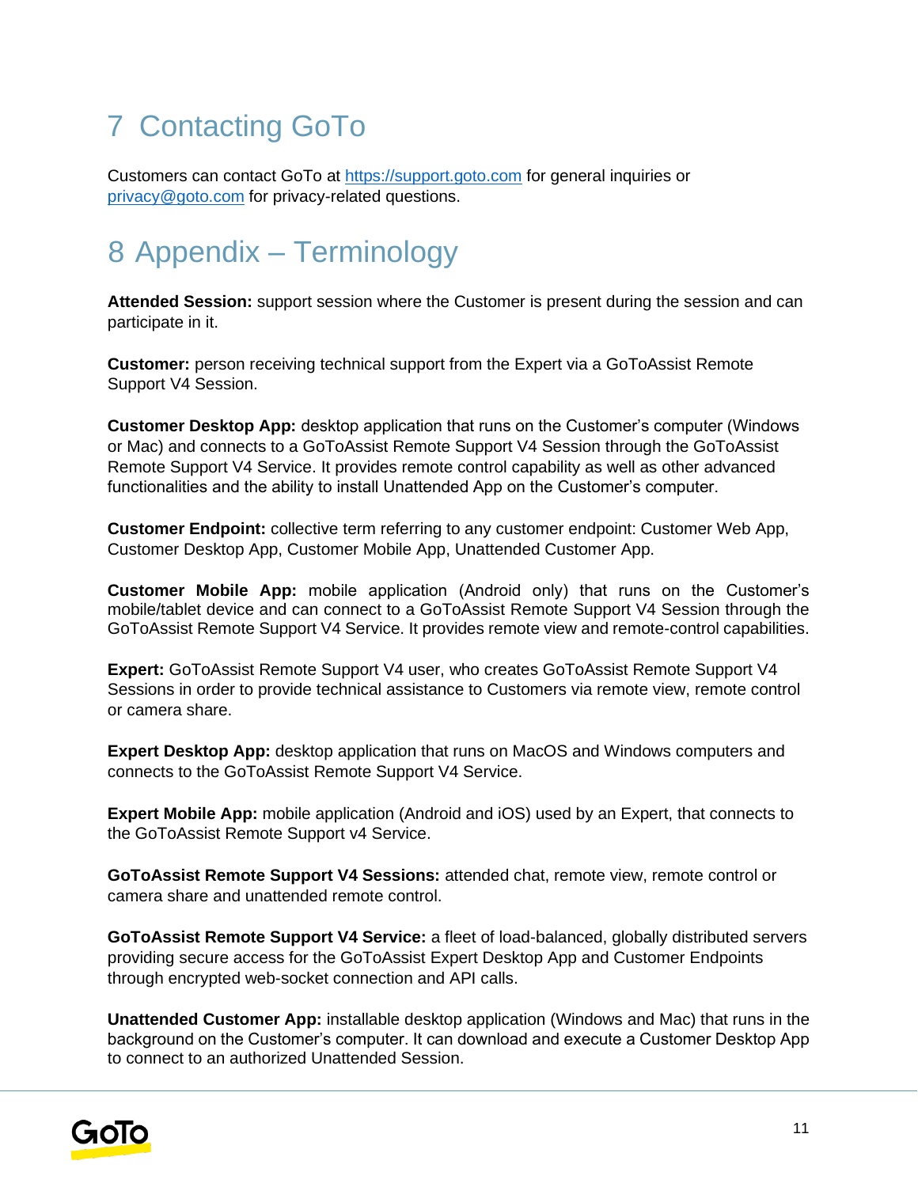# 7 Contacting GoTo

Customers can contact GoTo at https://support.goto.com for general inquiries or privacy@goto.com for privacy-related questions.

# 8 Appendix – Terminology

**Attended Session:** support session where the Customer is present during the session and can participate in it.

**Customer:** person receiving technical support from the Expert via a GoToAssist Remote Support V4 Session.

**Customer Desktop App:** desktop application that runs on the Customer's computer (Windows or Mac) and connects to a GoToAssist Remote Support V4 Session through the GoToAssist Remote Support V4 Service. It provides remote control capability as well as other advanced functionalities and the ability to install Unattended App on the Customer's computer.

**Customer Endpoint:** collective term referring to any customer endpoint: Customer Web App, Customer Desktop App, Customer Mobile App, Unattended Customer App.

**Customer Mobile App:** mobile application (Android only) that runs on the Customer's mobile/tablet device and can connect to a GoToAssist Remote Support V4 Session through the GoToAssist Remote Support V4 Service. It provides remote view and remote-control capabilities.

**Expert:** GoToAssist Remote Support V4 user, who creates GoToAssist Remote Support V4 Sessions in order to provide technical assistance to Customers via remote view, remote control or camera share.

**Expert Desktop App:** desktop application that runs on MacOS and Windows computers and connects to the GoToAssist Remote Support V4 Service.

**Expert Mobile App:** mobile application (Android and iOS) used by an Expert, that connects to the GoToAssist Remote Support v4 Service.

**GoToAssist Remote Support V4 Sessions:** attended chat, remote view, remote control or camera share and unattended remote control.

**GoToAssist Remote Support V4 Service:** a fleet of load-balanced, globally distributed servers providing secure access for the GoToAssist Expert Desktop App and Customer Endpoints through encrypted web-socket connection and API calls.

**Unattended Customer App:** installable desktop application (Windows and Mac) that runs in the background on the Customer's computer. It can download and execute a Customer Desktop App to connect to an authorized Unattended Session.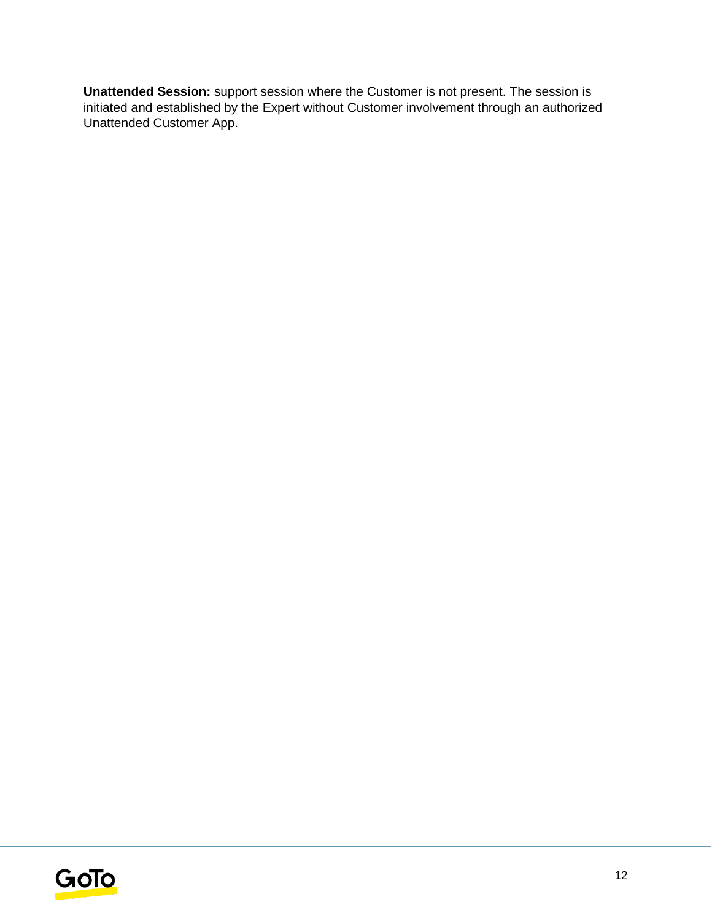**Unattended Session:** support session where the Customer is not present. The session is initiated and established by the Expert without Customer involvement through an authorized Unattended Customer App.